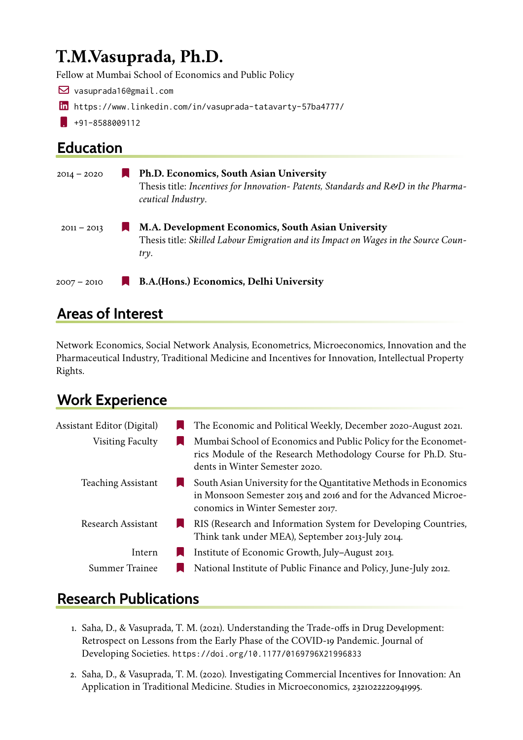# T.M.Vasuprada, Ph.D.

Fellow at Mumbai School of Economics and Public Policy

vasuprada16@gmail.com

https://www.linkedin.com/in/vasuprada-tatavarty-57ba4777/

+91-8588009112

## Education

2014 – 2020 **Ph.D. Economics, South Asian University**
Thesis title: *Incentives for Innovation- Patents, Standards and R&D in the Pharmaceutical Industry*.

2011 – 2013 **M.A. Development Economics, South Asian University**
Thesis title: *Skilled Labour Emigration and its Impact on Wages in the Source Country*.

2007 – 2010 **B.A.(Hons.) Economics, Delhi University**

## Areas of Interest

Network Economics, Social Network Analysis, Econometrics, Microeconomics, Innovation and the Pharmaceutical Industry, Traditional Medicine and Incentives for Innovation, Intellectual Property Rights.

## Work Experience

Assistant Editor (Digital) — The Economic and Political Weekly, December 2020-August 2021.

Visiting Faculty — Mumbai School of Economics and Public Policy for the Econometrics Module of the Research Methodology Course for Ph.D. Students in Winter Semester 2020.

Teaching Assistant — South Asian University for the Quantitative Methods in Economics in Monsoon Semester 2015 and 2016 and for the Advanced Microeconomics in Winter Semester 2017.

Research Assistant — RIS (Research and Information System for Developing Countries, Think tank under MEA), September 2013-July 2014.

Intern — Institute of Economic Growth, July–August 2013.

Summer Trainee — National Institute of Public Finance and Policy, June-July 2012.

## Research Publications

1. Saha, D., & Vasuprada, T. M. (2021). Understanding the Trade-offs in Drug Development: Retrospect on Lessons from the Early Phase of the COVID-19 Pandemic. Journal of Developing Societies. https://doi.org/10.1177/0169796X21996833

2. Saha, D., & Vasuprada, T. M. (2020). Investigating Commercial Incentives for Innovation: An Application in Traditional Medicine. Studies in Microeconomics, 2321022220941995.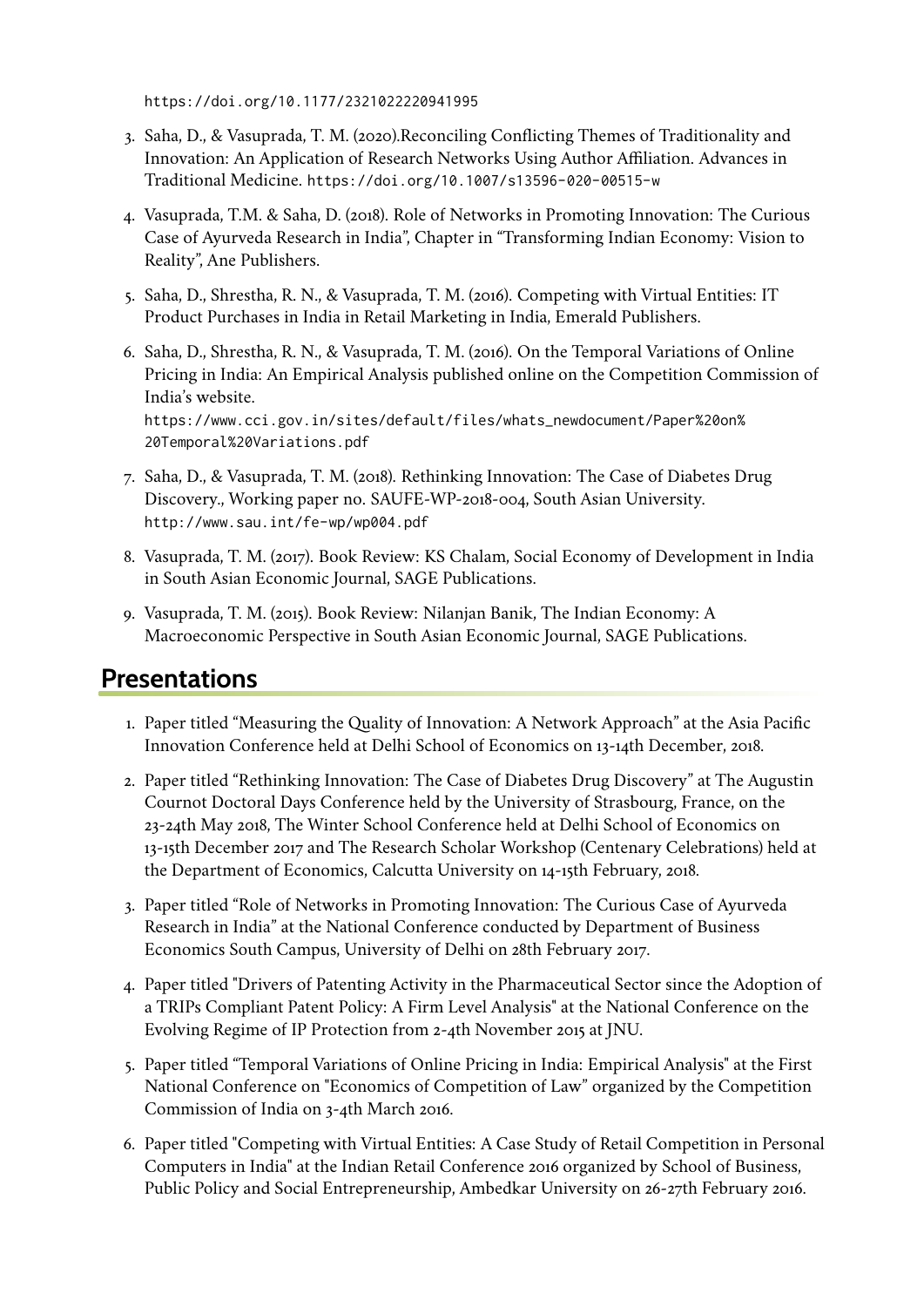https://doi.org/10.1177/2321022220941995

3. Saha, D., & Vasuprada, T. M. (2020).Reconciling Conflicting Themes of Traditionality and Innovation: An Application of Research Networks Using Author Affiliation. Advances in Traditional Medicine. https://doi.org/10.1007/s13596-020-00515-w

4. Vasuprada, T.M. & Saha, D. (2018). Role of Networks in Promoting Innovation: The Curious Case of Ayurveda Research in India", Chapter in "Transforming Indian Economy: Vision to Reality", Ane Publishers.

5. Saha, D., Shrestha, R. N., & Vasuprada, T. M. (2016). Competing with Virtual Entities: IT Product Purchases in India in Retail Marketing in India, Emerald Publishers.

6. Saha, D., Shrestha, R. N., & Vasuprada, T. M. (2016). On the Temporal Variations of Online Pricing in India: An Empirical Analysis published online on the Competition Commission of India's website. https://www.cci.gov.in/sites/default/files/whats_newdocument/Paper%20on%20Temporal%20Variations.pdf

7. Saha, D., & Vasuprada, T. M. (2018). Rethinking Innovation: The Case of Diabetes Drug Discovery., Working paper no. SAUFE-WP-2018-004, South Asian University. http://www.sau.int/fe-wp/wp004.pdf

8. Vasuprada, T. M. (2017). Book Review: KS Chalam, Social Economy of Development in India in South Asian Economic Journal, SAGE Publications.

9. Vasuprada, T. M. (2015). Book Review: Nilanjan Banik, The Indian Economy: A Macroeconomic Perspective in South Asian Economic Journal, SAGE Publications.

## Presentations

1. Paper titled "Measuring the Quality of Innovation: A Network Approach" at the Asia Pacific Innovation Conference held at Delhi School of Economics on 13-14th December, 2018.

2. Paper titled "Rethinking Innovation: The Case of Diabetes Drug Discovery" at The Augustin Cournot Doctoral Days Conference held by the University of Strasbourg, France, on the 23-24th May 2018, The Winter School Conference held at Delhi School of Economics on 13-15th December 2017 and The Research Scholar Workshop (Centenary Celebrations) held at the Department of Economics, Calcutta University on 14-15th February, 2018.

3. Paper titled "Role of Networks in Promoting Innovation: The Curious Case of Ayurveda Research in India" at the National Conference conducted by Department of Business Economics South Campus, University of Delhi on 28th February 2017.

4. Paper titled "Drivers of Patenting Activity in the Pharmaceutical Sector since the Adoption of a TRIPs Compliant Patent Policy: A Firm Level Analysis" at the National Conference on the Evolving Regime of IP Protection from 2-4th November 2015 at JNU.

5. Paper titled "Temporal Variations of Online Pricing in India: Empirical Analysis" at the First National Conference on "Economics of Competition of Law" organized by the Competition Commission of India on 3-4th March 2016.

6. Paper titled "Competing with Virtual Entities: A Case Study of Retail Competition in Personal Computers in India" at the Indian Retail Conference 2016 organized by School of Business, Public Policy and Social Entrepreneurship, Ambedkar University on 26-27th February 2016.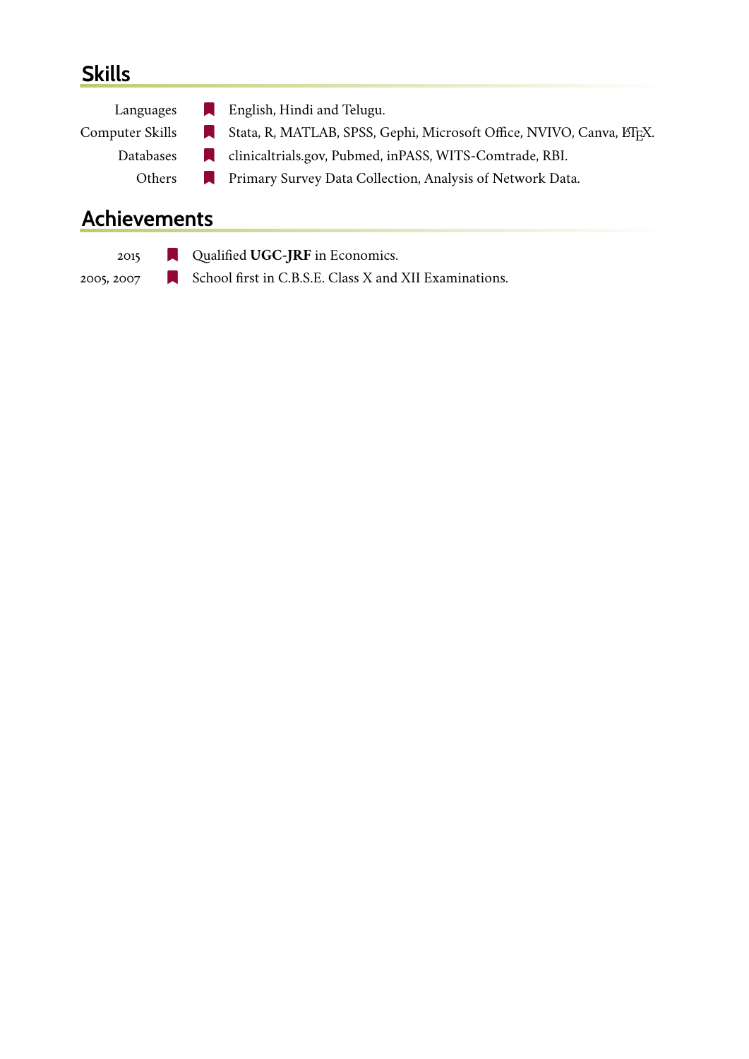## Skills

| | |
|---|---|
| Languages | English, Hindi and Telugu. |
| Computer Skills | Stata, R, MATLAB, SPSS, Gephi, Microsoft Office, NVIVO, Canva, LaTeX. |
| Databases | clinicaltrials.gov, Pubmed, inPASS, WITS-Comtrade, RBI. |
| Others | Primary Survey Data Collection, Analysis of Network Data. |

## Achievements

| | |
|---|---|
| 2015 | Qualified **UGC-JRF** in Economics. |
| 2005, 2007 | School first in C.B.S.E. Class X and XII Examinations. |